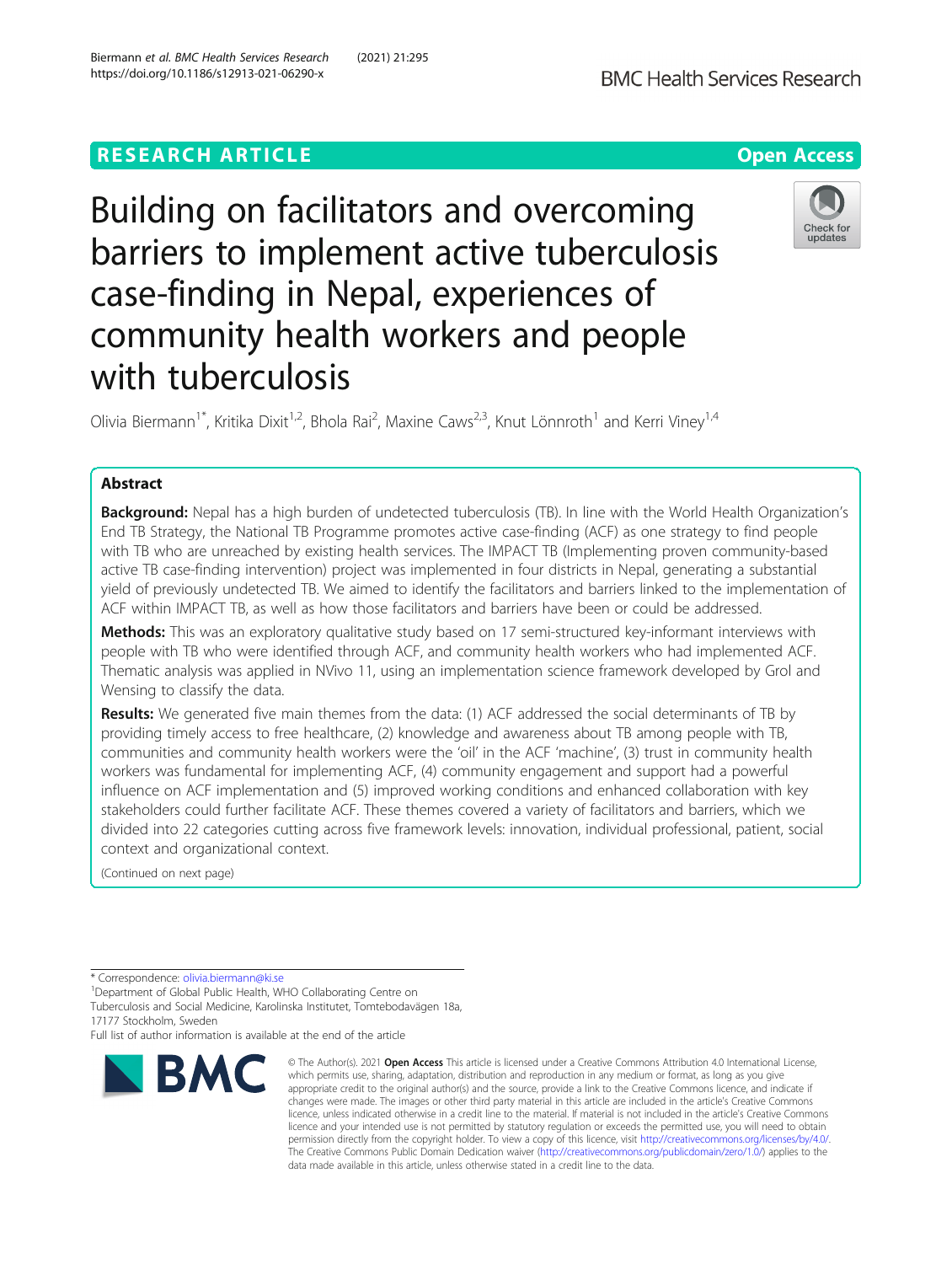RESEARCH ARTICLE

Open Access

# Building on facilitators and overcoming barriers to implement active tuberculosis case-finding in Nepal, experiences of community health workers and people with tuberculosis

Olivia Biermann[1*], Kritika Dixit[1,2], Bhola Rai[2], Maxine Caws[2,3], Knut Lönnroth[1] and Kerri Viney[1,4]

## Abstract

**Background:** Nepal has a high burden of undetected tuberculosis (TB). In line with the World Health Organization's End TB Strategy, the National TB Programme promotes active case-finding (ACF) as one strategy to find people with TB who are unreached by existing health services. The IMPACT TB (Implementing proven community-based active TB case-finding intervention) project was implemented in four districts in Nepal, generating a substantial yield of previously undetected TB. We aimed to identify the facilitators and barriers linked to the implementation of ACF within IMPACT TB, as well as how those facilitators and barriers have been or could be addressed.

**Methods:** This was an exploratory qualitative study based on 17 semi-structured key-informant interviews with people with TB who were identified through ACF, and community health workers who had implemented ACF. Thematic analysis was applied in NVivo 11, using an implementation science framework developed by Grol and Wensing to classify the data.

**Results:** We generated five main themes from the data: (1) ACF addressed the social determinants of TB by providing timely access to free healthcare, (2) knowledge and awareness about TB among people with TB, communities and community health workers were the 'oil' in the ACF 'machine', (3) trust in community health workers was fundamental for implementing ACF, (4) community engagement and support had a powerful influence on ACF implementation and (5) improved working conditions and enhanced collaboration with key stakeholders could further facilitate ACF. These themes covered a variety of facilitators and barriers, which we divided into 22 categories cutting across five framework levels: innovation, individual professional, patient, social context and organizational context.

(Continued on next page)

* Correspondence: olivia.biermann@ki.se

[1]Department of Global Public Health, WHO Collaborating Centre on Tuberculosis and Social Medicine, Karolinska Institutet, Tomtebodavägen 18a, 17177 Stockholm, Sweden

Full list of author information is available at the end of the article

© The Author(s). 2021 **Open Access** This article is licensed under a Creative Commons Attribution 4.0 International License, which permits use, sharing, adaptation, distribution and reproduction in any medium or format, as long as you give appropriate credit to the original author(s) and the source, provide a link to the Creative Commons licence, and indicate if changes were made. The images or other third party material in this article are included in the article's Creative Commons licence, unless indicated otherwise in a credit line to the material. If material is not included in the article's Creative Commons licence and your intended use is not permitted by statutory regulation or exceeds the permitted use, you will need to obtain permission directly from the copyright holder. To view a copy of this licence, visit http://creativecommons.org/licenses/by/4.0/. The Creative Commons Public Domain Dedication waiver (http://creativecommons.org/publicdomain/zero/1.0/) applies to the data made available in this article, unless otherwise stated in a credit line to the data.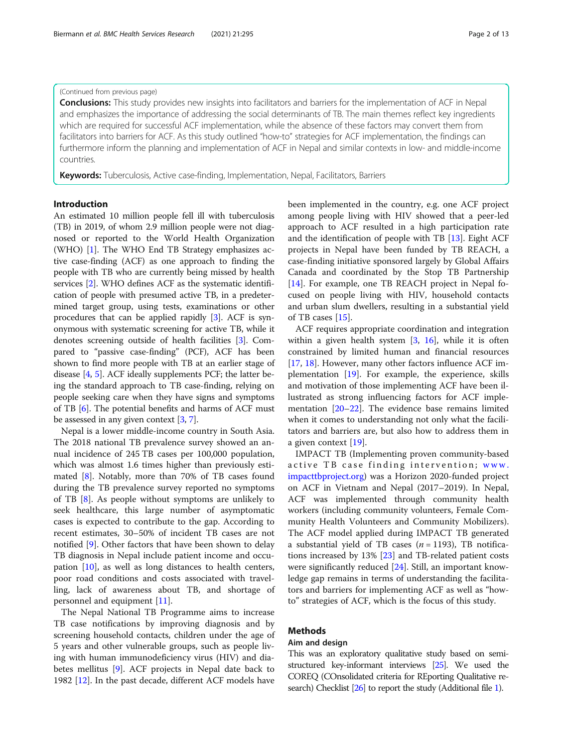(Continued from previous page)

**Conclusions:** This study provides new insights into facilitators and barriers for the implementation of ACF in Nepal and emphasizes the importance of addressing the social determinants of TB. The main themes reflect key ingredients which are required for successful ACF implementation, while the absence of these factors may convert them from facilitators into barriers for ACF. As this study outlined "how-to" strategies for ACF implementation, the findings can furthermore inform the planning and implementation of ACF in Nepal and similar contexts in low- and middle-income countries.

**Keywords:** Tuberculosis, Active case-finding, Implementation, Nepal, Facilitators, Barriers

## Introduction

An estimated 10 million people fell ill with tuberculosis (TB) in 2019, of whom 2.9 million people were not diagnosed or reported to the World Health Organization (WHO) [1]. The WHO End TB Strategy emphasizes active case-finding (ACF) as one approach to finding the people with TB who are currently being missed by health services [2]. WHO defines ACF as the systematic identification of people with presumed active TB, in a predetermined target group, using tests, examinations or other procedures that can be applied rapidly [3]. ACF is synonymous with systematic screening for active TB, while it denotes screening outside of health facilities [3]. Compared to "passive case-finding" (PCF), ACF has been shown to find more people with TB at an earlier stage of disease [4, 5]. ACF ideally supplements PCF; the latter being the standard approach to TB case-finding, relying on people seeking care when they have signs and symptoms of TB [6]. The potential benefits and harms of ACF must be assessed in any given context [3, 7].

Nepal is a lower middle-income country in South Asia. The 2018 national TB prevalence survey showed an annual incidence of 245 TB cases per 100,000 population, which was almost 1.6 times higher than previously estimated [8]. Notably, more than 70% of TB cases found during the TB prevalence survey reported no symptoms of TB [8]. As people without symptoms are unlikely to seek healthcare, this large number of asymptomatic cases is expected to contribute to the gap. According to recent estimates, 30–50% of incident TB cases are not notified [9]. Other factors that have been shown to delay TB diagnosis in Nepal include patient income and occupation [10], as well as long distances to health centers, poor road conditions and costs associated with travelling, lack of awareness about TB, and shortage of personnel and equipment [11].

The Nepal National TB Programme aims to increase TB case notifications by improving diagnosis and by screening household contacts, children under the age of 5 years and other vulnerable groups, such as people living with human immunodeficiency virus (HIV) and diabetes mellitus [9]. ACF projects in Nepal date back to 1982 [12]. In the past decade, different ACF models have been implemented in the country, e.g. one ACF project among people living with HIV showed that a peer-led approach to ACF resulted in a high participation rate and the identification of people with TB [13]. Eight ACF projects in Nepal have been funded by TB REACH, a case-finding initiative sponsored largely by Global Affairs Canada and coordinated by the Stop TB Partnership [14]. For example, one TB REACH project in Nepal focused on people living with HIV, household contacts and urban slum dwellers, resulting in a substantial yield of TB cases [15].

ACF requires appropriate coordination and integration within a given health system [3, 16], while it is often constrained by limited human and financial resources [17, 18]. However, many other factors influence ACF implementation [19]. For example, the experience, skills and motivation of those implementing ACF have been illustrated as strong influencing factors for ACF implementation [20–22]. The evidence base remains limited when it comes to understanding not only what the facilitators and barriers are, but also how to address them in a given context [19].

IMPACT TB (Implementing proven community-based active TB case finding intervention; www.impacttbproject.org) was a Horizon 2020-funded project on ACF in Vietnam and Nepal (2017–2019). In Nepal, ACF was implemented through community health workers (including community volunteers, Female Community Health Volunteers and Community Mobilizers). The ACF model applied during IMPACT TB generated a substantial yield of TB cases ($n = 1193$), TB notifications increased by 13% [23] and TB-related patient costs were significantly reduced [24]. Still, an important knowledge gap remains in terms of understanding the facilitators and barriers for implementing ACF as well as "how-to" strategies of ACF, which is the focus of this study.

## Methods

### Aim and design

This was an exploratory qualitative study based on semi-structured key-informant interviews [25]. We used the COREQ (COnsolidated criteria for REporting Qualitative research) Checklist [26] to report the study (Additional file 1).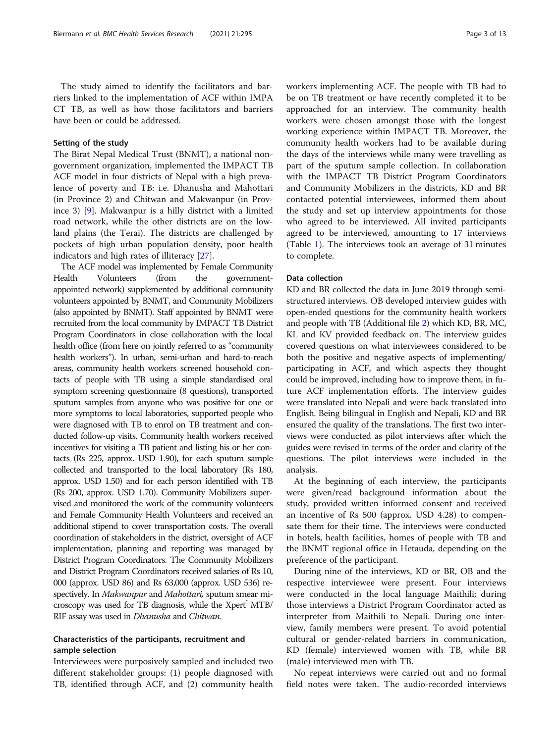The study aimed to identify the facilitators and barriers linked to the implementation of ACF within IMPACT TB, as well as how those facilitators and barriers have been or could be addressed.

### Setting of the study

The Birat Nepal Medical Trust (BNMT), a national non-government organization, implemented the IMPACT TB ACF model in four districts of Nepal with a high prevalence of poverty and TB: i.e. Dhanusha and Mahottari (in Province 2) and Chitwan and Makwanpur (in Province 3) [9]. Makwanpur is a hilly district with a limited road network, while the other districts are on the lowland plains (the Terai). The districts are challenged by pockets of high urban population density, poor health indicators and high rates of illiteracy [27].

The ACF model was implemented by Female Community Health Volunteers (from the government-appointed network) supplemented by additional community volunteers appointed by BNMT, and Community Mobilizers (also appointed by BNMT). Staff appointed by BNMT were recruited from the local community by IMPACT TB District Program Coordinators in close collaboration with the local health office (from here on jointly referred to as "community health workers"). In urban, semi-urban and hard-to-reach areas, community health workers screened household contacts of people with TB using a simple standardised oral symptom screening questionnaire (8 questions), transported sputum samples from anyone who was positive for one or more symptoms to local laboratories, supported people who were diagnosed with TB to enrol on TB treatment and conducted follow-up visits. Community health workers received incentives for visiting a TB patient and listing his or her contacts (Rs 225, approx. USD 1.90), for each sputum sample collected and transported to the local laboratory (Rs 180, approx. USD 1.50) and for each person identified with TB (Rs 200, approx. USD 1.70). Community Mobilizers supervised and monitored the work of the community volunteers and Female Community Health Volunteers and received an additional stipend to cover transportation costs. The overall coordination of stakeholders in the district, oversight of ACF implementation, planning and reporting was managed by District Program Coordinators. The Community Mobilizers and District Program Coordinators received salaries of Rs 10,000 (approx. USD 86) and Rs 63,000 (approx. USD 536) respectively. In *Makwanpur* and *Mahottari*, sputum smear microscopy was used for TB diagnosis, while the Xpert® MTB/RIF assay was used in *Dhanusha* and *Chitwan*.

### Characteristics of the participants, recruitment and sample selection

Interviewees were purposively sampled and included two different stakeholder groups: (1) people diagnosed with TB, identified through ACF, and (2) community health workers implementing ACF. The people with TB had to be on TB treatment or have recently completed it to be approached for an interview. The community health workers were chosen amongst those with the longest working experience within IMPACT TB. Moreover, the community health workers had to be available during the days of the interviews while many were travelling as part of the sputum sample collection. In collaboration with the IMPACT TB District Program Coordinators and Community Mobilizers in the districts, KD and BR contacted potential interviewees, informed them about the study and set up interview appointments for those who agreed to be interviewed. All invited participants agreed to be interviewed, amounting to 17 interviews (Table 1). The interviews took an average of 31 minutes to complete.

### Data collection

KD and BR collected the data in June 2019 through semi-structured interviews. OB developed interview guides with open-ended questions for the community health workers and people with TB (Additional file 2) which KD, BR, MC, KL and KV provided feedback on. The interview guides covered questions on what interviewees considered to be both the positive and negative aspects of implementing/participating in ACF, and which aspects they thought could be improved, including how to improve them, in future ACF implementation efforts. The interview guides were translated into Nepali and were back translated into English. Being bilingual in English and Nepali, KD and BR ensured the quality of the translations. The first two interviews were conducted as pilot interviews after which the guides were revised in terms of the order and clarity of the questions. The pilot interviews were included in the analysis.

At the beginning of each interview, the participants were given/read background information about the study, provided written informed consent and received an incentive of Rs 500 (approx. USD 4.28) to compensate them for their time. The interviews were conducted in hotels, health facilities, homes of people with TB and the BNMT regional office in Hetauda, depending on the preference of the participant.

During nine of the interviews, KD or BR, OB and the respective interviewee were present. Four interviews were conducted in the local language Maithili; during those interviews a District Program Coordinator acted as interpreter from Maithili to Nepali. During one interview, family members were present. To avoid potential cultural or gender-related barriers in communication, KD (female) interviewed women with TB, while BR (male) interviewed men with TB.

No repeat interviews were carried out and no formal field notes were taken. The audio-recorded interviews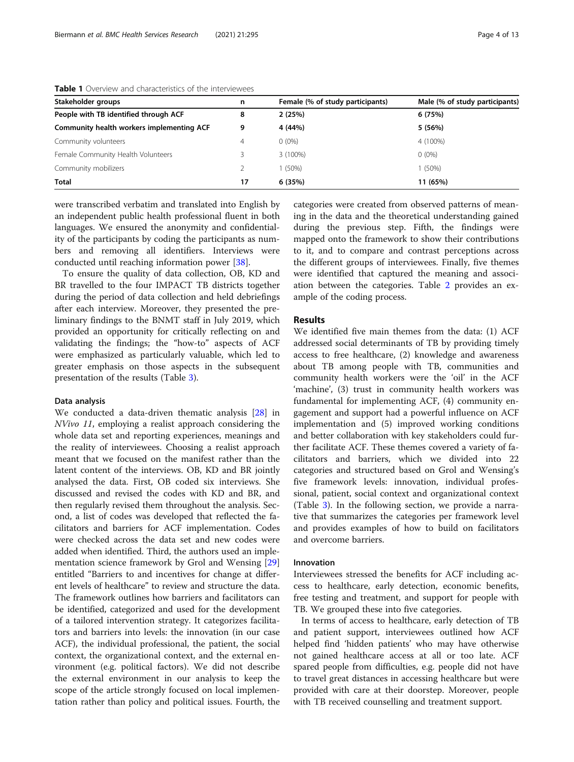**Table 1** Overview and characteristics of the interviewees

| Stakeholder groups | n | Female (% of study participants) | Male (% of study participants) |
|---|---|---|---|
| **People with TB identified through ACF** | **8** | **2 (25%)** | **6 (75%)** |
| **Community health workers implementing ACF** | **9** | **4 (44%)** | **5 (56%)** |
| Community volunteers | 4 | 0 (0%) | 4 (100%) |
| Female Community Health Volunteers | 3 | 3 (100%) | 0 (0%) |
| Community mobilizers | 2 | 1 (50%) | 1 (50%) |
| **Total** | **17** | **6 (35%)** | **11 (65%)** |

were transcribed verbatim and translated into English by an independent public health professional fluent in both languages. We ensured the anonymity and confidentiality of the participants by coding the participants as numbers and removing all identifiers. Interviews were conducted until reaching information power [38].

To ensure the quality of data collection, OB, KD and BR travelled to the four IMPACT TB districts together during the period of data collection and held debriefings after each interview. Moreover, they presented the preliminary findings to the BNMT staff in July 2019, which provided an opportunity for critically reflecting on and validating the findings; the "how-to" aspects of ACF were emphasized as particularly valuable, which led to greater emphasis on those aspects in the subsequent presentation of the results (Table 3).

### Data analysis

We conducted a data-driven thematic analysis [28] in *NVivo 11*, employing a realist approach considering the whole data set and reporting experiences, meanings and the reality of interviewees. Choosing a realist approach meant that we focused on the manifest rather than the latent content of the interviews. OB, KD and BR jointly analysed the data. First, OB coded six interviews. She discussed and revised the codes with KD and BR, and then regularly revised them throughout the analysis. Second, a list of codes was developed that reflected the facilitators and barriers for ACF implementation. Codes were checked across the data set and new codes were added when identified. Third, the authors used an implementation science framework by Grol and Wensing [29] entitled "Barriers to and incentives for change at different levels of healthcare" to review and structure the data. The framework outlines how barriers and facilitators can be identified, categorized and used for the development of a tailored intervention strategy. It categorizes facilitators and barriers into levels: the innovation (in our case ACF), the individual professional, the patient, the social context, the organizational context, and the external environment (e.g. political factors). We did not describe the external environment in our analysis to keep the scope of the article strongly focused on local implementation rather than policy and political issues. Fourth, the categories were created from observed patterns of meaning in the data and the theoretical understanding gained during the previous step. Fifth, the findings were mapped onto the framework to show their contributions to it, and to compare and contrast perceptions across the different groups of interviewees. Finally, five themes were identified that captured the meaning and association between the categories. Table 2 provides an example of the coding process.

## Results

We identified five main themes from the data: (1) ACF addressed social determinants of TB by providing timely access to free healthcare, (2) knowledge and awareness about TB among people with TB, communities and community health workers were the 'oil' in the ACF 'machine', (3) trust in community health workers was fundamental for implementing ACF, (4) community engagement and support had a powerful influence on ACF implementation and (5) improved working conditions and better collaboration with key stakeholders could further facilitate ACF. These themes covered a variety of facilitators and barriers, which we divided into 22 categories and structured based on Grol and Wensing's five framework levels: innovation, individual professional, patient, social context and organizational context (Table 3). In the following section, we provide a narrative that summarizes the categories per framework level and provides examples of how to build on facilitators and overcome barriers.

### Innovation

Interviewees stressed the benefits for ACF including access to healthcare, early detection, economic benefits, free testing and treatment, and support for people with TB. We grouped these into five categories.

In terms of access to healthcare, early detection of TB and patient support, interviewees outlined how ACF helped find 'hidden patients' who may have otherwise not gained healthcare access at all or too late. ACF spared people from difficulties, e.g. people did not have to travel great distances in accessing healthcare but were provided with care at their doorstep. Moreover, people with TB received counselling and treatment support.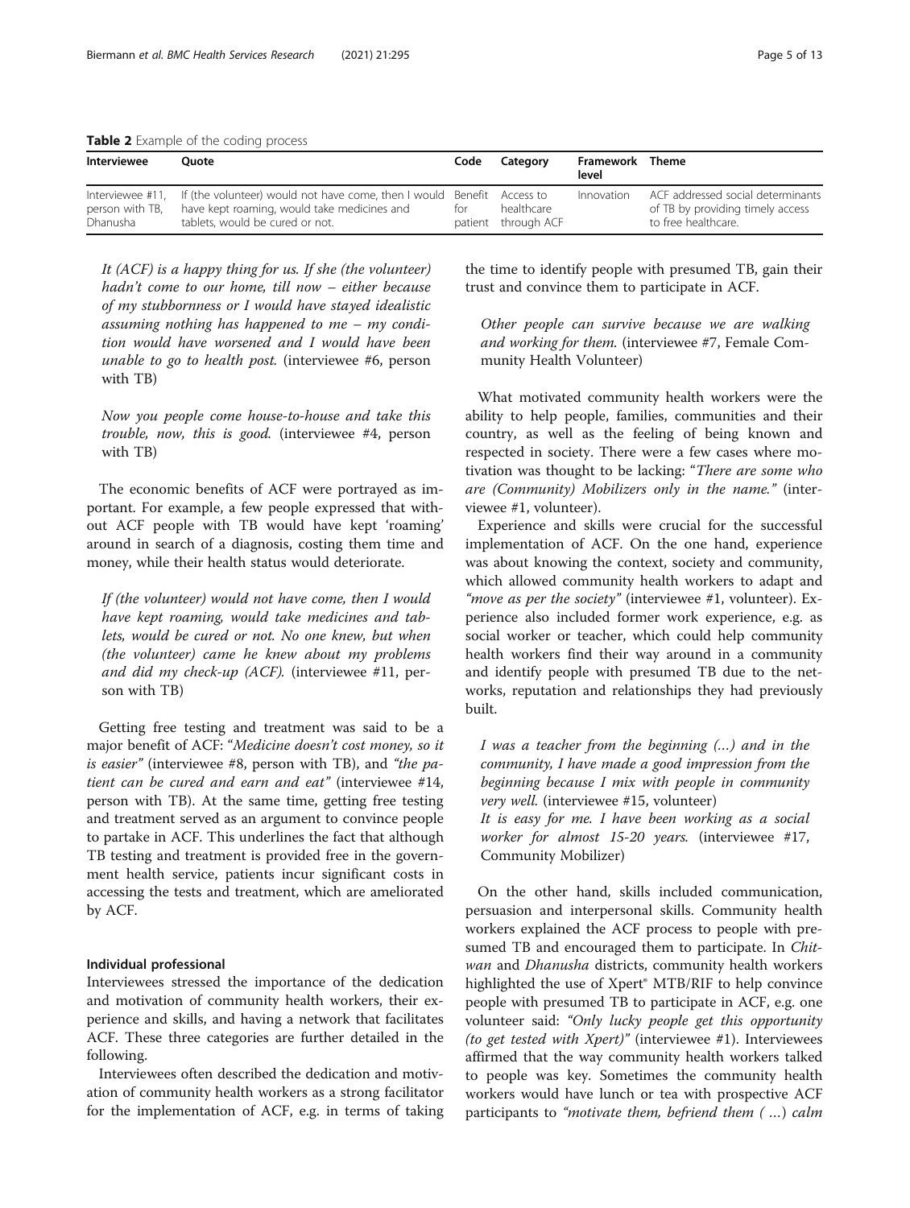**Table 2** Example of the coding process

| Interviewee | Quote | Code | Category | Framework level | Theme |
|---|---|---|---|---|---|
| Interviewee #11, person with TB, Dhanusha | If (the volunteer) would not have come, then I would have kept roaming, would take medicines and tablets, would be cured or not. | Benefit for patient | Access to healthcare through ACF | Innovation | ACF addressed social determinants of TB by providing timely access to free healthcare. |

> *It (ACF) is a happy thing for us. If she (the volunteer) hadn't come to our home, till now – either because of my stubbornness or I would have stayed idealistic assuming nothing has happened to me – my condition would have worsened and I would have been unable to go to health post.* (interviewee #6, person with TB)

> *Now you people come house-to-house and take this trouble, now, this is good.* (interviewee #4, person with TB)

The economic benefits of ACF were portrayed as important. For example, a few people expressed that without ACF people with TB would have kept 'roaming' around in search of a diagnosis, costing them time and money, while their health status would deteriorate.

> *If (the volunteer) would not have come, then I would have kept roaming, would take medicines and tablets, would be cured or not. No one knew, but when (the volunteer) came he knew about my problems and did my check-up (ACF).* (interviewee #11, person with TB)

Getting free testing and treatment was said to be a major benefit of ACF: "*Medicine doesn't cost money, so it is easier*" (interviewee #8, person with TB), and *"the patient can be cured and earn and eat"* (interviewee #14, person with TB). At the same time, getting free testing and treatment served as an argument to convince people to partake in ACF. This underlines the fact that although TB testing and treatment is provided free in the government health service, patients incur significant costs in accessing the tests and treatment, which are ameliorated by ACF.

#### Individual professional

Interviewees stressed the importance of the dedication and motivation of community health workers, their experience and skills, and having a network that facilitates ACF. These three categories are further detailed in the following.

Interviewees often described the dedication and motivation of community health workers as a strong facilitator for the implementation of ACF, e.g. in terms of taking the time to identify people with presumed TB, gain their trust and convince them to participate in ACF.

> *Other people can survive because we are walking and working for them.* (interviewee #7, Female Community Health Volunteer)

What motivated community health workers were the ability to help people, families, communities and their country, as well as the feeling of being known and respected in society. There were a few cases where motivation was thought to be lacking: "*There are some who are (Community) Mobilizers only in the name.*" (interviewee #1, volunteer).

Experience and skills were crucial for the successful implementation of ACF. On the one hand, experience was about knowing the context, society and community, which allowed community health workers to adapt and *"move as per the society"* (interviewee #1, volunteer). Experience also included former work experience, e.g. as social worker or teacher, which could help community health workers find their way around in a community and identify people with presumed TB due to the networks, reputation and relationships they had previously built.

> *I was a teacher from the beginning (...) and in the community, I have made a good impression from the beginning because I mix with people in community very well.* (interviewee #15, volunteer)
>
> *It is easy for me. I have been working as a social worker for almost 15-20 years.* (interviewee #17, Community Mobilizer)

On the other hand, skills included communication, persuasion and interpersonal skills. Community health workers explained the ACF process to people with presumed TB and encouraged them to participate. In *Chitwan* and *Dhanusha* districts, community health workers highlighted the use of Xpert® MTB/RIF to help convince people with presumed TB to participate in ACF, e.g. one volunteer said: *"Only lucky people get this opportunity (to get tested with Xpert)"* (interviewee #1). Interviewees affirmed that the way community health workers talked to people was key. Sometimes the community health workers would have lunch or tea with prospective ACF participants to *"motivate them, befriend them ( ...) calm*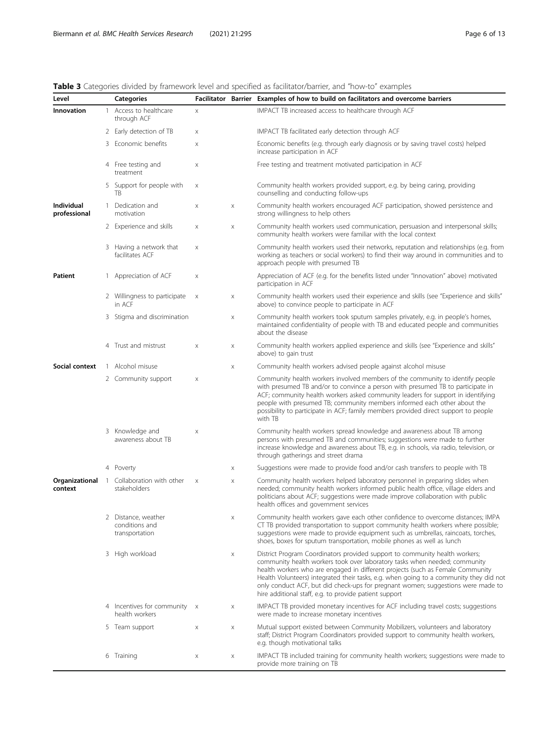**Table 3** Categories divided by framework level and specified as facilitator/barrier, and "how-to" examples

| Level | Categories | Facilitator | Barrier | Examples of how to build on facilitators and overcome barriers |
|---|---|---|---|---|
| **Innovation** | 1 Access to healthcare through ACF | x | | IMPACT TB increased access to healthcare through ACF |
| | 2 Early detection of TB | x | | IMPACT TB facilitated early detection through ACF |
| | 3 Economic benefits | x | | Economic benefits (e.g. through early diagnosis or by saving travel costs) helped increase participation in ACF |
| | 4 Free testing and treatment | x | | Free testing and treatment motivated participation in ACF |
| | 5 Support for people with TB | x | | Community health workers provided support, e.g. by being caring, providing counselling and conducting follow-ups |
| **Individual professional** | 1 Dedication and motivation | x | x | Community health workers encouraged ACF participation, showed persistence and strong willingness to help others |
| | 2 Experience and skills | x | x | Community health workers used communication, persuasion and interpersonal skills; community health workers were familiar with the local context |
| | 3 Having a network that facilitates ACF | x | | Community health workers used their networks, reputation and relationships (e.g. from working as teachers or social workers) to find their way around in communities and to approach people with presumed TB |
| **Patient** | 1 Appreciation of ACF | x | | Appreciation of ACF (e.g. for the benefits listed under "Innovation" above) motivated participation in ACF |
| | 2 Willingness to participate in ACF | x | x | Community health workers used their experience and skills (see "Experience and skills" above) to convince people to participate in ACF |
| | 3 Stigma and discrimination | | x | Community health workers took sputum samples privately, e.g. in people's homes, maintained confidentiality of people with TB and educated people and communities about the disease |
| | 4 Trust and mistrust | x | x | Community health workers applied experience and skills (see "Experience and skills" above) to gain trust |
| **Social context** | 1 Alcohol misuse | | x | Community health workers advised people against alcohol misuse |
| | 2 Community support | x | | Community health workers involved members of the community to identify people with presumed TB and/or to convince a person with presumed TB to participate in ACF; community health workers asked community leaders for support in identifying people with presumed TB; community members informed each other about the possibility to participate in ACF; family members provided direct support to people with TB |
| | 3 Knowledge and awareness about TB | x | | Community health workers spread knowledge and awareness about TB among persons with presumed TB and communities; suggestions were made to further increase knowledge and awareness about TB, e.g. in schools, via radio, television, or through gatherings and street drama |
| | 4 Poverty | | x | Suggestions were made to provide food and/or cash transfers to people with TB |
| **Organizational context** | 1 Collaboration with other stakeholders | x | x | Community health workers helped laboratory personnel in preparing slides when needed; community health workers informed public health office, village elders and politicians about ACF; suggestions were made improve collaboration with public health offices and government services |
| | 2 Distance, weather conditions and transportation | | x | Community health workers gave each other confidence to overcome distances; IMPACT TB provided transportation to support community health workers where possible; suggestions were made to provide equipment such as umbrellas, raincoats, torches, shoes, boxes for sputum transportation, mobile phones as well as lunch |
| | 3 High workload | | x | District Program Coordinators provided support to community health workers; community health workers took over laboratory tasks when needed; community health workers who are engaged in different projects (such as Female Community Health Volunteers) integrated their tasks, e.g. when going to a community they did not only conduct ACF, but did check-ups for pregnant women; suggestions were made to hire additional staff, e.g. to provide patient support |
| | 4 Incentives for community health workers | x | x | IMPACT TB provided monetary incentives for ACF including travel costs; suggestions were made to increase monetary incentives |
| | 5 Team support | x | x | Mutual support existed between Community Mobilizers, volunteers and laboratory staff; District Program Coordinators provided support to community health workers, e.g. though motivational talks |
| | 6 Training | x | x | IMPACT TB included training for community health workers; suggestions were made to provide more training on TB |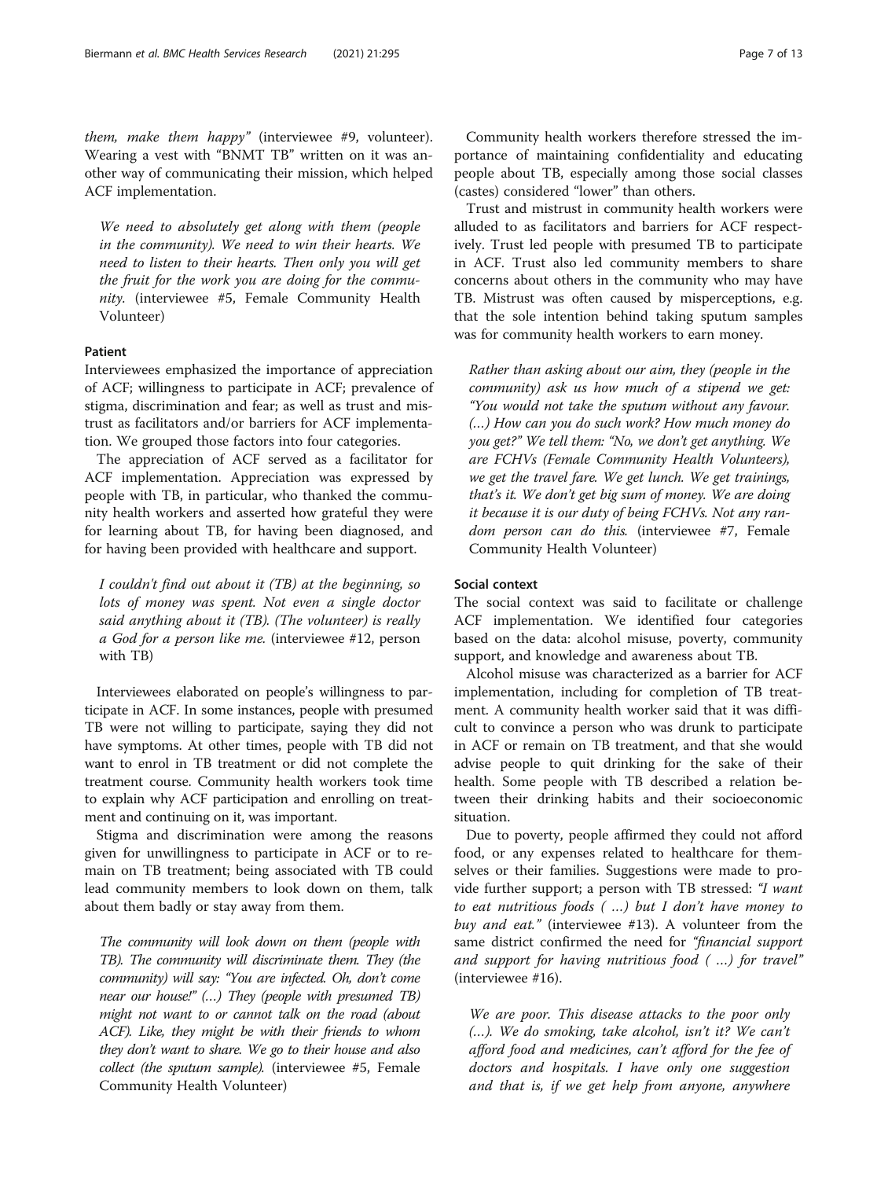them, make them happy" (interviewee #9, volunteer). Wearing a vest with "BNMT TB" written on it was another way of communicating their mission, which helped ACF implementation.

> *We need to absolutely get along with them (people in the community). We need to win their hearts. We need to listen to their hearts. Then only you will get the fruit for the work you are doing for the community.* (interviewee #5, Female Community Health Volunteer)

### Patient

Interviewees emphasized the importance of appreciation of ACF; willingness to participate in ACF; prevalence of stigma, discrimination and fear; as well as trust and mistrust as facilitators and/or barriers for ACF implementation. We grouped those factors into four categories.

The appreciation of ACF served as a facilitator for ACF implementation. Appreciation was expressed by people with TB, in particular, who thanked the community health workers and asserted how grateful they were for learning about TB, for having been diagnosed, and for having been provided with healthcare and support.

> *I couldn't find out about it (TB) at the beginning, so lots of money was spent. Not even a single doctor said anything about it (TB). (The volunteer) is really a God for a person like me.* (interviewee #12, person with TB)

Interviewees elaborated on people's willingness to participate in ACF. In some instances, people with presumed TB were not willing to participate, saying they did not have symptoms. At other times, people with TB did not want to enrol in TB treatment or did not complete the treatment course. Community health workers took time to explain why ACF participation and enrolling on treatment and continuing on it, was important.

Stigma and discrimination were among the reasons given for unwillingness to participate in ACF or to remain on TB treatment; being associated with TB could lead community members to look down on them, talk about them badly or stay away from them.

> *The community will look down on them (people with TB). The community will discriminate them. They (the community) will say: "You are infected. Oh, don't come near our house!" (…) They (people with presumed TB) might not want to or cannot talk on the road (about ACF). Like, they might be with their friends to whom they don't want to share. We go to their house and also collect (the sputum sample).* (interviewee #5, Female Community Health Volunteer)

Community health workers therefore stressed the importance of maintaining confidentiality and educating people about TB, especially among those social classes (castes) considered "lower" than others.

Trust and mistrust in community health workers were alluded to as facilitators and barriers for ACF respectively. Trust led people with presumed TB to participate in ACF. Trust also led community members to share concerns about others in the community who may have TB. Mistrust was often caused by misperceptions, e.g. that the sole intention behind taking sputum samples was for community health workers to earn money.

> *Rather than asking about our aim, they (people in the community) ask us how much of a stipend we get: "You would not take the sputum without any favour. (…) How can you do such work? How much money do you get?" We tell them: "No, we don't get anything. We are FCHVs (Female Community Health Volunteers), we get the travel fare. We get lunch. We get trainings, that's it. We don't get big sum of money. We are doing it because it is our duty of being FCHVs. Not any random person can do this.* (interviewee #7, Female Community Health Volunteer)

### Social context

The social context was said to facilitate or challenge ACF implementation. We identified four categories based on the data: alcohol misuse, poverty, community support, and knowledge and awareness about TB.

Alcohol misuse was characterized as a barrier for ACF implementation, including for completion of TB treatment. A community health worker said that it was difficult to convince a person who was drunk to participate in ACF or remain on TB treatment, and that she would advise people to quit drinking for the sake of their health. Some people with TB described a relation between their drinking habits and their socioeconomic situation.

Due to poverty, people affirmed they could not afford food, or any expenses related to healthcare for themselves or their families. Suggestions were made to provide further support; a person with TB stressed: *"I want to eat nutritious foods ( …) but I don't have money to buy and eat."* (interviewee #13). A volunteer from the same district confirmed the need for *"financial support and support for having nutritious food ( …) for travel"* (interviewee #16).

> *We are poor. This disease attacks to the poor only (…). We do smoking, take alcohol, isn't it? We can't afford food and medicines, can't afford for the fee of doctors and hospitals. I have only one suggestion and that is, if we get help from anyone, anywhere*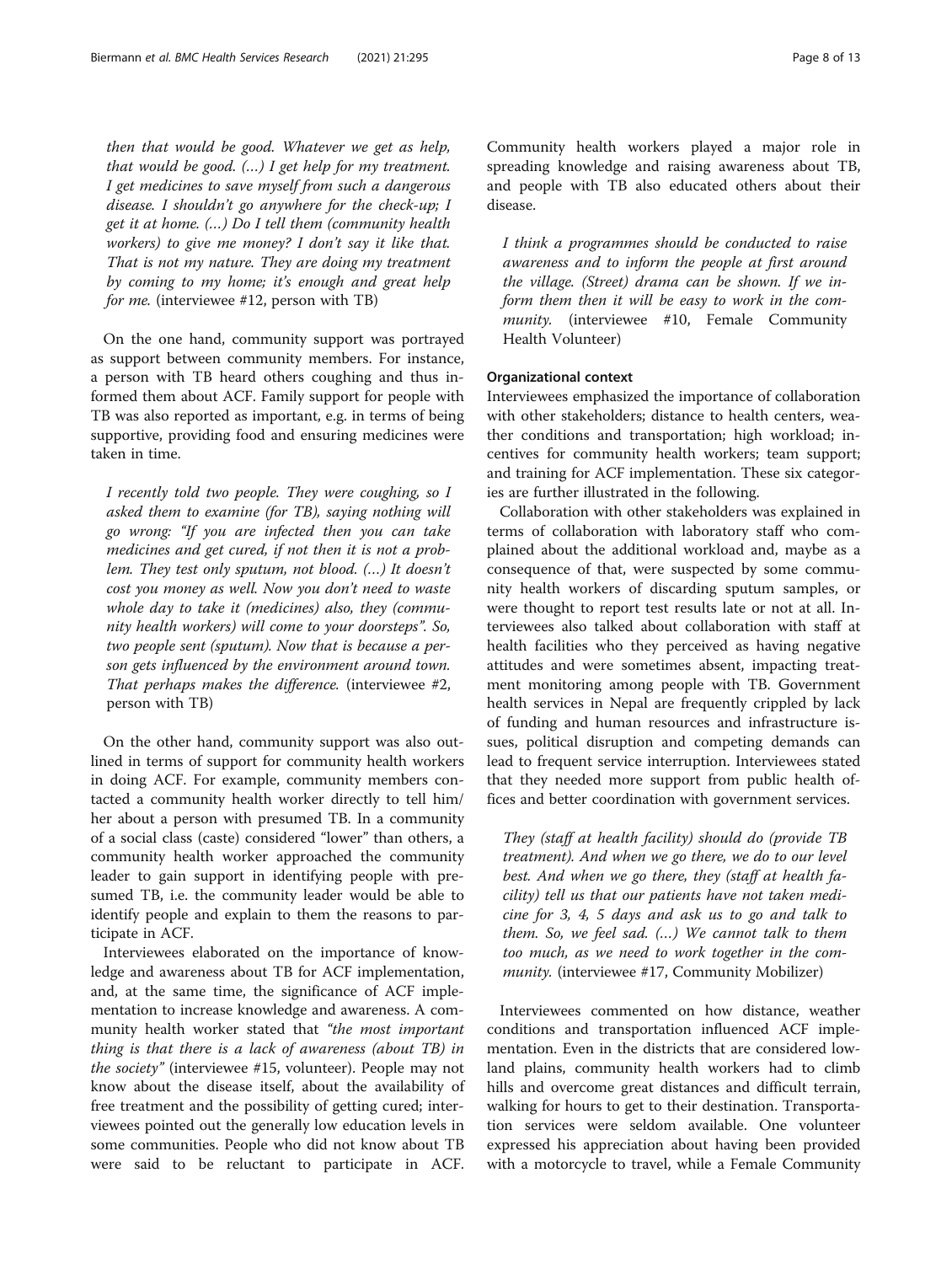*then that would be good. Whatever we get as help, that would be good. (…) I get help for my treatment. I get medicines to save myself from such a dangerous disease. I shouldn't go anywhere for the check-up; I get it at home. (…) Do I tell them (community health workers) to give me money? I don't say it like that. That is not my nature. They are doing my treatment by coming to my home; it's enough and great help for me.* (interviewee #12, person with TB)

On the one hand, community support was portrayed as support between community members. For instance, a person with TB heard others coughing and thus informed them about ACF. Family support for people with TB was also reported as important, e.g. in terms of being supportive, providing food and ensuring medicines were taken in time.

*I recently told two people. They were coughing, so I asked them to examine (for TB), saying nothing will go wrong: "If you are infected then you can take medicines and get cured, if not then it is not a problem. They test only sputum, not blood. (…) It doesn't cost you money as well. Now you don't need to waste whole day to take it (medicines) also, they (community health workers) will come to your doorsteps". So, two people sent (sputum). Now that is because a person gets influenced by the environment around town. That perhaps makes the difference.* (interviewee #2, person with TB)

On the other hand, community support was also outlined in terms of support for community health workers in doing ACF. For example, community members contacted a community health worker directly to tell him/her about a person with presumed TB. In a community of a social class (caste) considered "lower" than others, a community health worker approached the community leader to gain support in identifying people with presumed TB, i.e. the community leader would be able to identify people and explain to them the reasons to participate in ACF.

Interviewees elaborated on the importance of knowledge and awareness about TB for ACF implementation, and, at the same time, the significance of ACF implementation to increase knowledge and awareness. A community health worker stated that *"the most important thing is that there is a lack of awareness (about TB) in the society"* (interviewee #15, volunteer). People may not know about the disease itself, about the availability of free treatment and the possibility of getting cured; interviewees pointed out the generally low education levels in some communities. People who did not know about TB were said to be reluctant to participate in ACF. Community health workers played a major role in spreading knowledge and raising awareness about TB, and people with TB also educated others about their disease.

*I think a programmes should be conducted to raise awareness and to inform the people at first around the village. (Street) drama can be shown. If we inform them then it will be easy to work in the community.* (interviewee #10, Female Community Health Volunteer)

#### Organizational context

Interviewees emphasized the importance of collaboration with other stakeholders; distance to health centers, weather conditions and transportation; high workload; incentives for community health workers; team support; and training for ACF implementation. These six categories are further illustrated in the following.

Collaboration with other stakeholders was explained in terms of collaboration with laboratory staff who complained about the additional workload and, maybe as a consequence of that, were suspected by some community health workers of discarding sputum samples, or were thought to report test results late or not at all. Interviewees also talked about collaboration with staff at health facilities who they perceived as having negative attitudes and were sometimes absent, impacting treatment monitoring among people with TB. Government health services in Nepal are frequently crippled by lack of funding and human resources and infrastructure issues, political disruption and competing demands can lead to frequent service interruption. Interviewees stated that they needed more support from public health offices and better coordination with government services.

*They (staff at health facility) should do (provide TB treatment). And when we go there, we do to our level best. And when we go there, they (staff at health facility) tell us that our patients have not taken medicine for 3, 4, 5 days and ask us to go and talk to them. So, we feel sad. (…) We cannot talk to them too much, as we need to work together in the community.* (interviewee #17, Community Mobilizer)

Interviewees commented on how distance, weather conditions and transportation influenced ACF implementation. Even in the districts that are considered lowland plains, community health workers had to climb hills and overcome great distances and difficult terrain, walking for hours to get to their destination. Transportation services were seldom available. One volunteer expressed his appreciation about having been provided with a motorcycle to travel, while a Female Community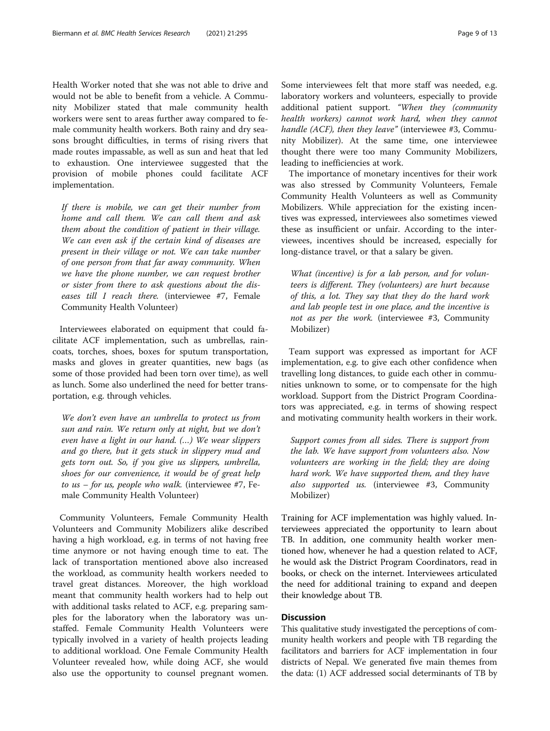Health Worker noted that she was not able to drive and would not be able to benefit from a vehicle. A Community Mobilizer stated that male community health workers were sent to areas further away compared to female community health workers. Both rainy and dry seasons brought difficulties, in terms of rising rivers that made routes impassable, as well as sun and heat that led to exhaustion. One interviewee suggested that the provision of mobile phones could facilitate ACF implementation.

> *If there is mobile, we can get their number from home and call them. We can call them and ask them about the condition of patient in their village. We can even ask if the certain kind of diseases are present in their village or not. We can take number of one person from that far away community. When we have the phone number, we can request brother or sister from there to ask questions about the diseases till I reach there.* (interviewee #7, Female Community Health Volunteer)

Interviewees elaborated on equipment that could facilitate ACF implementation, such as umbrellas, raincoats, torches, shoes, boxes for sputum transportation, masks and gloves in greater quantities, new bags (as some of those provided had been torn over time), as well as lunch. Some also underlined the need for better transportation, e.g. through vehicles.

> *We don't even have an umbrella to protect us from sun and rain. We return only at night, but we don't even have a light in our hand. (…) We wear slippers and go there, but it gets stuck in slippery mud and gets torn out. So, if you give us slippers, umbrella, shoes for our convenience, it would be of great help to us – for us, people who walk.* (interviewee #7, Female Community Health Volunteer)

Community Volunteers, Female Community Health Volunteers and Community Mobilizers alike described having a high workload, e.g. in terms of not having free time anymore or not having enough time to eat. The lack of transportation mentioned above also increased the workload, as community health workers needed to travel great distances. Moreover, the high workload meant that community health workers had to help out with additional tasks related to ACF, e.g. preparing samples for the laboratory when the laboratory was unstaffed. Female Community Health Volunteers were typically involved in a variety of health projects leading to additional workload. One Female Community Health Volunteer revealed how, while doing ACF, she would also use the opportunity to counsel pregnant women. Some interviewees felt that more staff was needed, e.g. laboratory workers and volunteers, especially to provide additional patient support. *"When they (community health workers) cannot work hard, when they cannot handle (ACF), then they leave"* (interviewee #3, Community Mobilizer). At the same time, one interviewee thought there were too many Community Mobilizers, leading to inefficiencies at work.

The importance of monetary incentives for their work was also stressed by Community Volunteers, Female Community Health Volunteers as well as Community Mobilizers. While appreciation for the existing incentives was expressed, interviewees also sometimes viewed these as insufficient or unfair. According to the interviewees, incentives should be increased, especially for long-distance travel, or that a salary be given.

> *What (incentive) is for a lab person, and for volunteers is different. They (volunteers) are hurt because of this, a lot. They say that they do the hard work and lab people test in one place, and the incentive is not as per the work.* (interviewee #3, Community Mobilizer)

Team support was expressed as important for ACF implementation, e.g. to give each other confidence when travelling long distances, to guide each other in communities unknown to some, or to compensate for the high workload. Support from the District Program Coordinators was appreciated, e.g. in terms of showing respect and motivating community health workers in their work.

> *Support comes from all sides. There is support from the lab. We have support from volunteers also. Now volunteers are working in the field; they are doing hard work. We have supported them, and they have also supported us.* (interviewee #3, Community Mobilizer)

Training for ACF implementation was highly valued. Interviewees appreciated the opportunity to learn about TB. In addition, one community health worker mentioned how, whenever he had a question related to ACF, he would ask the District Program Coordinators, read in books, or check on the internet. Interviewees articulated the need for additional training to expand and deepen their knowledge about TB.

## Discussion

This qualitative study investigated the perceptions of community health workers and people with TB regarding the facilitators and barriers for ACF implementation in four districts of Nepal. We generated five main themes from the data: (1) ACF addressed social determinants of TB by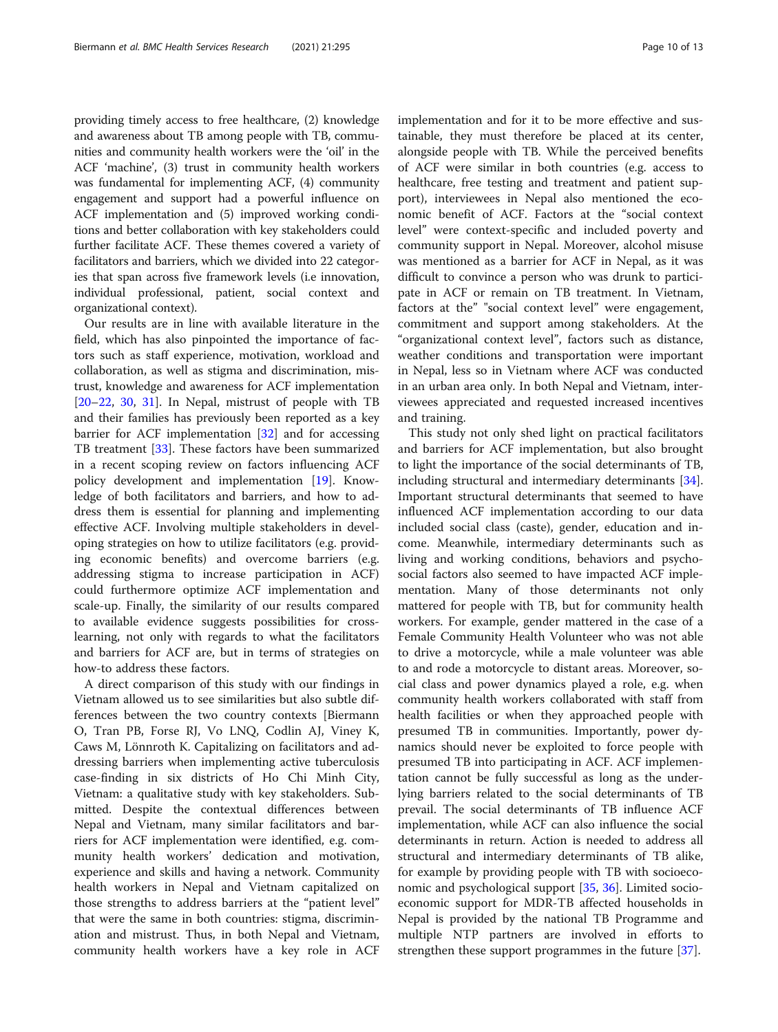providing timely access to free healthcare, (2) knowledge and awareness about TB among people with TB, communities and community health workers were the 'oil' in the ACF 'machine', (3) trust in community health workers was fundamental for implementing ACF, (4) community engagement and support had a powerful influence on ACF implementation and (5) improved working conditions and better collaboration with key stakeholders could further facilitate ACF. These themes covered a variety of facilitators and barriers, which we divided into 22 categories that span across five framework levels (i.e innovation, individual professional, patient, social context and organizational context).

Our results are in line with available literature in the field, which has also pinpointed the importance of factors such as staff experience, motivation, workload and collaboration, as well as stigma and discrimination, mistrust, knowledge and awareness for ACF implementation [20–22, 30, 31]. In Nepal, mistrust of people with TB and their families has previously been reported as a key barrier for ACF implementation [32] and for accessing TB treatment [33]. These factors have been summarized in a recent scoping review on factors influencing ACF policy development and implementation [19]. Knowledge of both facilitators and barriers, and how to address them is essential for planning and implementing effective ACF. Involving multiple stakeholders in developing strategies on how to utilize facilitators (e.g. providing economic benefits) and overcome barriers (e.g. addressing stigma to increase participation in ACF) could furthermore optimize ACF implementation and scale-up. Finally, the similarity of our results compared to available evidence suggests possibilities for cross-learning, not only with regards to what the facilitators and barriers for ACF are, but in terms of strategies on how-to address these factors.

A direct comparison of this study with our findings in Vietnam allowed us to see similarities but also subtle differences between the two country contexts [Biermann O, Tran PB, Forse RJ, Vo LNQ, Codlin AJ, Viney K, Caws M, Lönnroth K. Capitalizing on facilitators and addressing barriers when implementing active tuberculosis case-finding in six districts of Ho Chi Minh City, Vietnam: a qualitative study with key stakeholders. Submitted. Despite the contextual differences between Nepal and Vietnam, many similar facilitators and barriers for ACF implementation were identified, e.g. community health workers' dedication and motivation, experience and skills and having a network. Community health workers in Nepal and Vietnam capitalized on those strengths to address barriers at the "patient level" that were the same in both countries: stigma, discrimination and mistrust. Thus, in both Nepal and Vietnam, community health workers have a key role in ACF implementation and for it to be more effective and sustainable, they must therefore be placed at its center, alongside people with TB. While the perceived benefits of ACF were similar in both countries (e.g. access to healthcare, free testing and treatment and patient support), interviewees in Nepal also mentioned the economic benefit of ACF. Factors at the "social context level" were context-specific and included poverty and community support in Nepal. Moreover, alcohol misuse was mentioned as a barrier for ACF in Nepal, as it was difficult to convince a person who was drunk to participate in ACF or remain on TB treatment. In Vietnam, factors at the" "social context level" were engagement, commitment and support among stakeholders. At the "organizational context level", factors such as distance, weather conditions and transportation were important in Nepal, less so in Vietnam where ACF was conducted in an urban area only. In both Nepal and Vietnam, interviewees appreciated and requested increased incentives and training.

This study not only shed light on practical facilitators and barriers for ACF implementation, but also brought to light the importance of the social determinants of TB, including structural and intermediary determinants [34]. Important structural determinants that seemed to have influenced ACF implementation according to our data included social class (caste), gender, education and income. Meanwhile, intermediary determinants such as living and working conditions, behaviors and psychosocial factors also seemed to have impacted ACF implementation. Many of those determinants not only mattered for people with TB, but for community health workers. For example, gender mattered in the case of a Female Community Health Volunteer who was not able to drive a motorcycle, while a male volunteer was able to and rode a motorcycle to distant areas. Moreover, social class and power dynamics played a role, e.g. when community health workers collaborated with staff from health facilities or when they approached people with presumed TB in communities. Importantly, power dynamics should never be exploited to force people with presumed TB into participating in ACF. ACF implementation cannot be fully successful as long as the underlying barriers related to the social determinants of TB prevail. The social determinants of TB influence ACF implementation, while ACF can also influence the social determinants in return. Action is needed to address all structural and intermediary determinants of TB alike, for example by providing people with TB with socioeconomic and psychological support [35, 36]. Limited socioeconomic support for MDR-TB affected households in Nepal is provided by the national TB Programme and multiple NTP partners are involved in efforts to strengthen these support programmes in the future [37].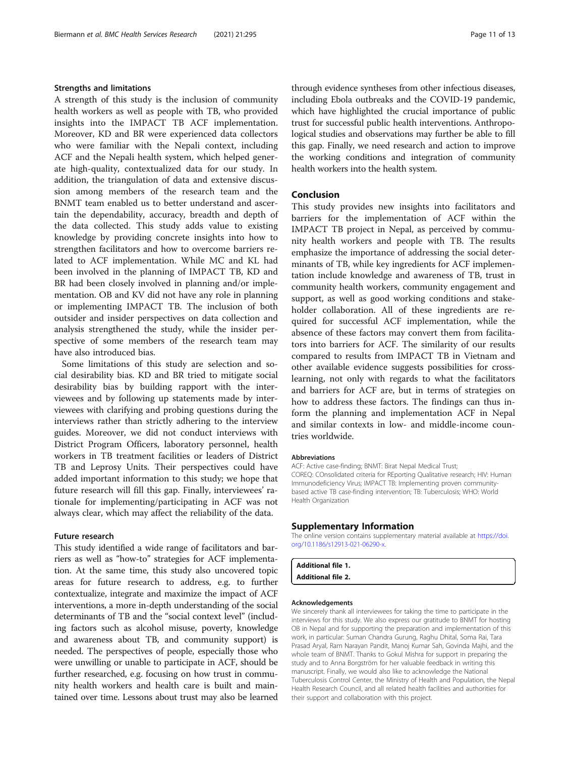### Strengths and limitations

A strength of this study is the inclusion of community health workers as well as people with TB, who provided insights into the IMPACT TB ACF implementation. Moreover, KD and BR were experienced data collectors who were familiar with the Nepali context, including ACF and the Nepali health system, which helped generate high-quality, contextualized data for our study. In addition, the triangulation of data and extensive discussion among members of the research team and the BNMT team enabled us to better understand and ascertain the dependability, accuracy, breadth and depth of the data collected. This study adds value to existing knowledge by providing concrete insights into how to strengthen facilitators and how to overcome barriers related to ACF implementation. While MC and KL had been involved in the planning of IMPACT TB, KD and BR had been closely involved in planning and/or implementation. OB and KV did not have any role in planning or implementing IMPACT TB. The inclusion of both outsider and insider perspectives on data collection and analysis strengthened the study, while the insider perspective of some members of the research team may have also introduced bias.

Some limitations of this study are selection and social desirability bias. KD and BR tried to mitigate social desirability bias by building rapport with the interviewees and by following up statements made by interviewees with clarifying and probing questions during the interviews rather than strictly adhering to the interview guides. Moreover, we did not conduct interviews with District Program Officers, laboratory personnel, health workers in TB treatment facilities or leaders of District TB and Leprosy Units. Their perspectives could have added important information to this study; we hope that future research will fill this gap. Finally, interviewees' rationale for implementing/participating in ACF was not always clear, which may affect the reliability of the data.

### Future research

This study identified a wide range of facilitators and barriers as well as "how-to" strategies for ACF implementation. At the same time, this study also uncovered topic areas for future research to address, e.g. to further contextualize, integrate and maximize the impact of ACF interventions, a more in-depth understanding of the social determinants of TB and the "social context level" (including factors such as alcohol misuse, poverty, knowledge and awareness about TB, and community support) is needed. The perspectives of people, especially those who were unwilling or unable to participate in ACF, should be further researched, e.g. focusing on how trust in community health workers and health care is built and maintained over time. Lessons about trust may also be learned through evidence syntheses from other infectious diseases, including Ebola outbreaks and the COVID-19 pandemic, which have highlighted the crucial importance of public trust for successful public health interventions. Anthropological studies and observations may further be able to fill this gap. Finally, we need research and action to improve the working conditions and integration of community health workers into the health system.

## Conclusion

This study provides new insights into facilitators and barriers for the implementation of ACF within the IMPACT TB project in Nepal, as perceived by community health workers and people with TB. The results emphasize the importance of addressing the social determinants of TB, while key ingredients for ACF implementation include knowledge and awareness of TB, trust in community health workers, community engagement and support, as well as good working conditions and stakeholder collaboration. All of these ingredients are required for successful ACF implementation, while the absence of these factors may convert them from facilitators into barriers for ACF. The similarity of our results compared to results from IMPACT TB in Vietnam and other available evidence suggests possibilities for cross-learning, not only with regards to what the facilitators and barriers for ACF are, but in terms of strategies on how to address these factors. The findings can thus inform the planning and implementation ACF in Nepal and similar contexts in low- and middle-income countries worldwide.

#### Abbreviations

ACF: Active case-finding; BNMT: Birat Nepal Medical Trust; COREQ: COnsolidated criteria for REporting Qualitative research; HIV: Human Immunodeficiency Virus; IMPACT TB: Implementing proven community-based active TB case-finding intervention; TB: Tuberculosis; WHO: World Health Organization

## Supplementary Information

The online version contains supplementary material available at https://doi.org/10.1186/s12913-021-06290-x.

**Additional file 1.**
**Additional file 2.**

#### Acknowledgements

We sincerely thank all interviewees for taking the time to participate in the interviews for this study. We also express our gratitude to BNMT for hosting OB in Nepal and for supporting the preparation and implementation of this work, in particular: Suman Chandra Gurung, Raghu Dhital, Soma Rai, Tara Prasad Aryal, Ram Narayan Pandit, Manoj Kumar Sah, Govinda Majhi, and the whole team of BNMT. Thanks to Gokul Mishra for support in preparing the study and to Anna Borgström for her valuable feedback in writing this manuscript. Finally, we would also like to acknowledge the National Tuberculosis Control Center, the Ministry of Health and Population, the Nepal Health Research Council, and all related health facilities and authorities for their support and collaboration with this project.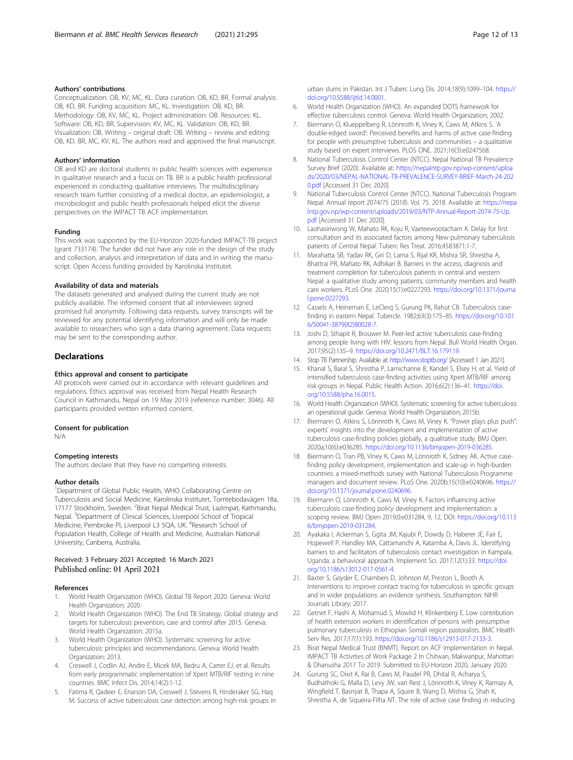### Authors' contributions

Conceptualization: OB, KV, MC, KL. Data curation: OB, KD, BR. Formal analysis: OB, KD, BR. Funding acquisition: MC, KL. Investigation: OB, KD, BR. Methodology: OB, KV, MC, KL. Project administration: OB. Resources: KL. Software: OB, KD, BR. Supervision: KV, MC, KL. Validation: OB, KD, BR. Visualization: OB. Writing – original draft: OB. Writing – review and editing: OB, KD, BR, MC, KV, KL. The authors read and approved the final manuscript.

### Authors' information

OB and KD are doctoral students in public health sciences with experience in qualitative research and a focus on TB. BR is a public health professional experienced in conducting qualitative interviews. The multidisciplinary research team further consisting of a medical doctor, an epidemiologist, a microbiologist and public health professionals helped elicit the diverse perspectives on the IMPACT TB ACF implementation.

### Funding

This work was supported by the EU-Horizon 2020-funded IMPACT-TB project (grant 733174). The funder did not have any role in the design of the study and collection, analysis and interpretation of data and in writing the manuscript. Open Access funding provided by Karolinska Institutet.

### Availability of data and materials

The datasets generated and analysed during the current study are not publicly available. The informed consent that all interviewees signed promised full anonymity. Following data requests, survey transcripts will be reviewed for any potential identifying information and will only be made available to researchers who sign a data sharing agreement. Data requests may be sent to the corresponding author.

## Declarations

### Ethics approval and consent to participate

All protocols were carried out in accordance with relevant guidelines and regulations. Ethics approval was received from Nepal Health Research Council in Kathmandu, Nepal on 19 May 2019 (reference number: 3046). All participants provided written informed consent.

### Consent for publication

N/A

### Competing interests

The authors declare that they have no competing interests.

### Author details

[1]Department of Global Public Health, WHO Collaborating Centre on Tuberculosis and Social Medicine, Karolinska Institutet, Tomtebodavägen 18a, 17177 Stockholm, Sweden. [2]Birat Nepal Medical Trust, Lazimpat, Kathmandu, Nepal. [3]Department of Clinical Sciences, Liverpool School of Tropical Medicine, Pembroke Pl, Liverpool L3 5QA, UK. [4]Research School of Population Health, College of Health and Medicine, Australian National University, Canberra, Australia.

Received: 3 February 2021 Accepted: 16 March 2021
Published online: 01 April 2021

### References

1. World Health Organization (WHO). Global TB Report 2020. Geneva: World Health Organization; 2020.
2. World Health Organization (WHO). The End TB Strategy. Global strategy and targets for tuberculosis prevention, care and control after 2015. Geneva: World Health Organization; 2015a.
3. World Health Organization (WHO). Systematic screening for active tuberculosis: principles and recommendations. Geneva: World Health Organization; 2013.
4. Creswell J, Codlin AJ, Andre E, Micek MA, Bedru A, Carter EJ, et al. Results from early programmatic implementation of Xpert MTB/RIF testing in nine countries. BMC Infect Dis. 2014;14(2):1-12.
5. Fatima R, Qadeer E, Enarson DA, Creswell J, Stevens R, Hinderaker SG, Haq M. Success of active tuberculosis case detection among high-risk groups in urban slums in Pakistan. Int J Tuberc Lung Dis. 2014;18(9):1099–104. https://doi.org/10.5588/ijtld.14.0001.
6. World Health Organization (WHO). An expanded DOTS framework for effective tuberculosis control. Geneva: World Health Organization; 2002.
7. Biermann O, Klueppelberg R, Lönnroth K, Viney K, Caws M, Atkins S. 'A double-edged sword': Perceived benefits and harms of active case-finding for people with presumptive tuberculosis and communities – a qualitative study based on expert interviews. PLOS ONE. 2021;16(3):e0247568.
8. National Tuberculosis Control Center (NTCC). Nepal National TB Prevalence Survey Brief (2020). Available at: https://nepalntp.gov.np/wp-content/uploads/2020/03/NEPAL-NATIONAL-TB-PREVALENCE-SURVEY-BRIEF-March-24-2020.pdf [Accessed 31 Dec 2020].
9. National Tuberculosis Control Center (NTCC). National Tuberculosis Program Nepal. Annual report 2074/75 (2018). Vol. 75. 2018. Available at: https://nepalntp.gov.np/wp-content/uploads/2019/03/NTP-Annual-Report-2074-75-Up.pdf [Accessed 31 Dec 2020].
10. Laohasiriwong W, Mahato RK, Koju R, Vaeteewootacharn K. Delay for first consultation and its associated factors among New pulmonary tuberculosis patients of Central Nepal. Tuberc Res Treat. 2016;4583871:1-7.
11. Marahatta SB, Yadav RK, Giri D, Lama S, Rijal KR, Mishra SR, Shrestha A, Bhattrai PR, Mahato RK, Adhikari B. Barriers in the access, diagnosis and treatment completion for tuberculosis patients in central and western Nepal: a qualitative study among patients, community members and health care workers. PLoS One. 2020;15(1):e0227293. https://doi.org/10.1371/journal.pone.0227293.
12. Cassels A, Heineman E, LeClerq S, Gurung PK, Rahut CB. Tuberculosis case-finding in eastern Nepal. Tubercle. 1982;63(3):175–85. https://doi.org/10.1016/S0041-3879(82)80028-7.
13. Joshi D, Sthapit R, Brouwer M. Peer-led active tuberculosis case-finding among people living with HIV: lessons from Nepal. Bull World Health Organ. 2017;95(2):135–9. https://doi.org/10.2471/BLT.16.179119.
14. Stop TB Partnership. Available at: http://www.stoptb.org/ [Accessed 1 Jan 2021].
15. Khanal S, Baral S, Shrestha P, Lamichanne B, Kandel S, Elsey H, et al. Yield of intensified tuberculosis case-finding activities using Xpert MTB/RIF among risk groups in Nepal. Public Health Action. 2016;6(2):136–41. https://doi.org/10.5588/pha.16.0015.
16. World Health Organization (WHO). Systematic screening for active tuberculosis: an operational guide. Geneva: World Health Organization; 2015b.
17. Biermann O, Atkins S, Lönnroth K, Caws M, Viney K. "Power plays plus push": experts' insights into the development and implementation of active tuberculosis case-finding policies globally, a qualitative study. BMJ Open. 2020a;10(6):e036285. https://doi.org/10.1136/bmjopen-2019-036285.
18. Biermann O, Tran PB, Viney K, Caws M, Lönnroth K, Sidney AK. Active case-finding policy development, implementation and scale-up in high-burden countries: a mixed-methods survey with National Tuberculosis Programme managers and document review. PLoS One. 2020b;15(10):e0240696. https://doi.org/10.1371/journal.pone.0240696.
19. Biermann O, Lönnroth K, Caws M, Viney K. Factors influencing active tuberculosis case-finding policy development and implementation: a scoping review. BMJ Open 2019;0:e031284, 9, 12, DOI: https://doi.org/10.1136/bmjopen-2019-031284.
20. Ayakaka I, Ackerman S, Ggita JM, Kajubi P, Dowdy D, Haberer JE, Fair E, Hopewell P, Handley MA, Cattamanchi A, Katamba A, Davis JL. Identifying barriers to and facilitators of tuberculosis contact investigation in Kampala, Uganda: a behavioral approach. Implement Sci. 2017;12(1):33. https://doi.org/10.1186/s13012-017-0561-4.
21. Baxter S, Goyder E, Chambers D, Johnson M, Preston L, Booth A. Interventions to improve contact tracing for tuberculosis in specific groups and in wider populations: an evidence synthesis. Southampton: NIHR Journals Library; 2017.
22. Getnet F, Hashi A, Mohamud S, Mowlid H, Klinkenberg E. Low contribution of health extension workers in identification of persons with presumptive pulmonary tuberculosis in Ethiopian Somali region pastoralists. BMC Health Serv Res. 2017;17(1):193. https://doi.org/10.1186/s12913-017-2133-3.
23. Birat Nepal Medical Trust (BNMT). Report on ACF Implementation in Nepal. IMPACT TB Activities of Work Package 2 In Chitwan, Makwanpur, Mahottari & Dhanusha 2017 To 2019. Submitted to EU-Horizon 2020, January 2020.
24. Gurung SC, Dixit K, Rai B, Caws M, Paudel PR, Dhital R, Acharya S, Budhathoki G, Malla D, Levy JW, van Rest J, Lönnroth K, Viney K, Ramsay A, Wingfield T, Basnyat B, Thapa A, Squire B, Wang D, Mishra G, Shah K, Shrestha A, de Siqueira-Filha NT. The role of active case finding in reducing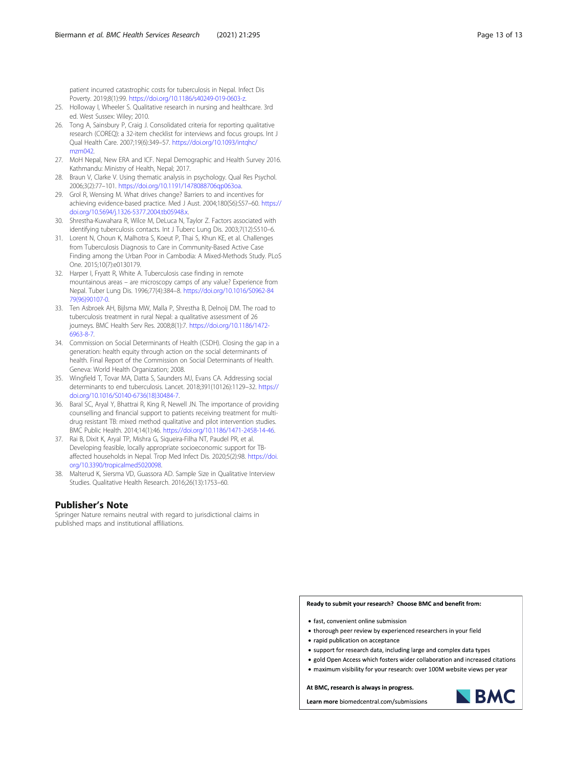patient incurred catastrophic costs for tuberculosis in Nepal. Infect Dis Poverty. 2019;8(1):99. https://doi.org/10.1186/s40249-019-0603-z.

25. Holloway I, Wheeler S. Qualitative research in nursing and healthcare. 3rd ed. West Sussex: Wiley; 2010.
26. Tong A, Sainsbury P, Craig J. Consolidated criteria for reporting qualitative research (COREQ): a 32-item checklist for interviews and focus groups. Int J Qual Health Care. 2007;19(6):349–57. https://doi.org/10.1093/intqhc/mzm042.
27. MoH Nepal, New ERA and ICF. Nepal Demographic and Health Survey 2016. Kathmandu: Ministry of Health, Nepal; 2017.
28. Braun V, Clarke V. Using thematic analysis in psychology. Qual Res Psychol. 2006;3(2):77–101. https://doi.org/10.1191/1478088706qp063oa.
29. Grol R, Wensing M. What drives change? Barriers to and incentives for achieving evidence-based practice. Med J Aust. 2004;180(S6):S57–60. https://doi.org/10.5694/j.1326-5377.2004.tb05948.x.
30. Shrestha-Kuwahara R, Wilce M, DeLuca N, Taylor Z. Factors associated with identifying tuberculosis contacts. Int J Tuberc Lung Dis. 2003;7(12):S510–6.
31. Lorent N, Choun K, Malhotra S, Koeut P, Thai S, Khun KE, et al. Challenges from Tuberculosis Diagnosis to Care in Community-Based Active Case Finding among the Urban Poor in Cambodia: A Mixed-Methods Study. PLoS One. 2015;10(7):e0130179.
32. Harper I, Fryatt R, White A. Tuberculosis case finding in remote mountainous areas – are microscopy camps of any value? Experience from Nepal. Tuber Lung Dis. 1996;77(4):384–8. https://doi.org/10.1016/S0962-8479(96)90107-0.
33. Ten Asbroek AH, Bijlsma MW, Malla P, Shrestha B, Delnoij DM. The road to tuberculosis treatment in rural Nepal: a qualitative assessment of 26 journeys. BMC Health Serv Res. 2008;8(1):7. https://doi.org/10.1186/1472-6963-8-7.
34. Commission on Social Determinants of Health (CSDH). Closing the gap in a generation: health equity through action on the social determinants of health. Final Report of the Commission on Social Determinants of Health. Geneva: World Health Organization; 2008.
35. Wingfield T, Tovar MA, Datta S, Saunders MJ, Evans CA. Addressing social determinants to end tuberculosis. Lancet. 2018;391(10126):1129–32. https://doi.org/10.1016/S0140-6736(18)30484-7.
36. Baral SC, Aryal Y, Bhattrai R, King R, Newell JN. The importance of providing counselling and financial support to patients receiving treatment for multi-drug resistant TB: mixed method qualitative and pilot intervention studies. BMC Public Health. 2014;14(1):46. https://doi.org/10.1186/1471-2458-14-46.
37. Rai B, Dixit K, Aryal TP, Mishra G, Siqueira-Filha NT, Paudel PR, et al. Developing feasible, locally appropriate socioeconomic support for TB-affected households in Nepal. Trop Med Infect Dis. 2020;5(2):98. https://doi.org/10.3390/tropicalmed5020098.
38. Malterud K, Siersma VD, Guassora AD. Sample Size in Qualitative Interview Studies. Qualitative Health Research. 2016;26(13):1753–60.

## Publisher's Note

Springer Nature remains neutral with regard to jurisdictional claims in published maps and institutional affiliations.

**Ready to submit your research? Choose BMC and benefit from:**

- fast, convenient online submission
- thorough peer review by experienced researchers in your field
- rapid publication on acceptance
- support for research data, including large and complex data types
- gold Open Access which fosters wider collaboration and increased citations
- maximum visibility for your research: over 100M website views per year

**At BMC, research is always in progress.**

**Learn more** biomedcentral.com/submissions